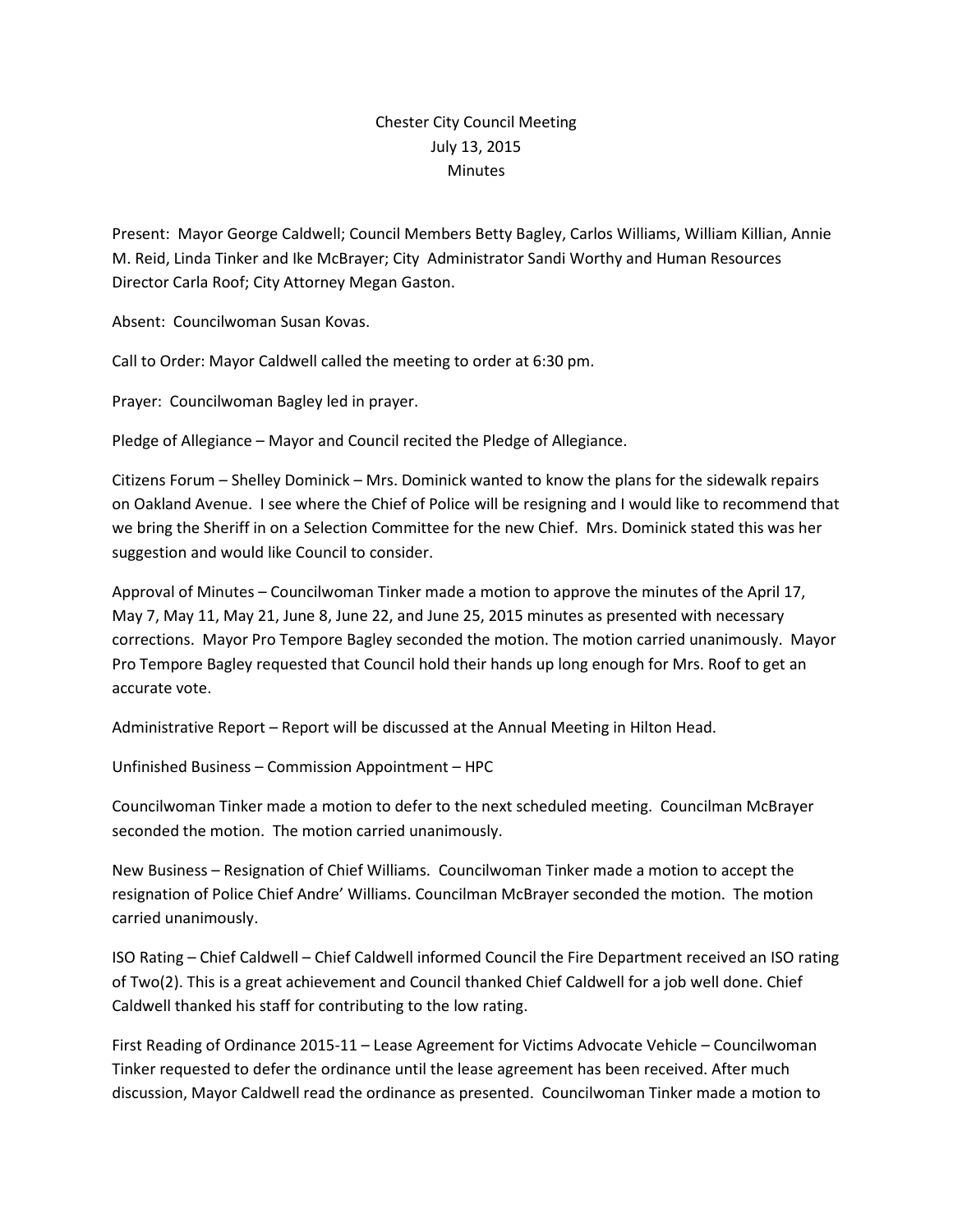# Chester City Council Meeting
## July 13, 2015
## Minutes

Present: Mayor George Caldwell; Council Members Betty Bagley, Carlos Williams, William Killian, Annie M. Reid, Linda Tinker and Ike McBrayer; City Administrator Sandi Worthy and Human Resources Director Carla Roof; City Attorney Megan Gaston.

Absent: Councilwoman Susan Kovas.

Call to Order: Mayor Caldwell called the meeting to order at 6:30 pm.

Prayer: Councilwoman Bagley led in prayer.

Pledge of Allegiance – Mayor and Council recited the Pledge of Allegiance.

Citizens Forum – Shelley Dominick – Mrs. Dominick wanted to know the plans for the sidewalk repairs on Oakland Avenue. I see where the Chief of Police will be resigning and I would like to recommend that we bring the Sheriff in on a Selection Committee for the new Chief. Mrs. Dominick stated this was her suggestion and would like Council to consider.

Approval of Minutes – Councilwoman Tinker made a motion to approve the minutes of the April 17, May 7, May 11, May 21, June 8, June 22, and June 25, 2015 minutes as presented with necessary corrections. Mayor Pro Tempore Bagley seconded the motion. The motion carried unanimously. Mayor Pro Tempore Bagley requested that Council hold their hands up long enough for Mrs. Roof to get an accurate vote.

Administrative Report – Report will be discussed at the Annual Meeting in Hilton Head.

Unfinished Business – Commission Appointment – HPC

Councilwoman Tinker made a motion to defer to the next scheduled meeting. Councilman McBrayer seconded the motion. The motion carried unanimously.

New Business – Resignation of Chief Williams. Councilwoman Tinker made a motion to accept the resignation of Police Chief Andre' Williams. Councilman McBrayer seconded the motion. The motion carried unanimously.

ISO Rating – Chief Caldwell – Chief Caldwell informed Council the Fire Department received an ISO rating of Two(2). This is a great achievement and Council thanked Chief Caldwell for a job well done. Chief Caldwell thanked his staff for contributing to the low rating.

First Reading of Ordinance 2015-11 – Lease Agreement for Victims Advocate Vehicle – Councilwoman Tinker requested to defer the ordinance until the lease agreement has been received. After much discussion, Mayor Caldwell read the ordinance as presented. Councilwoman Tinker made a motion to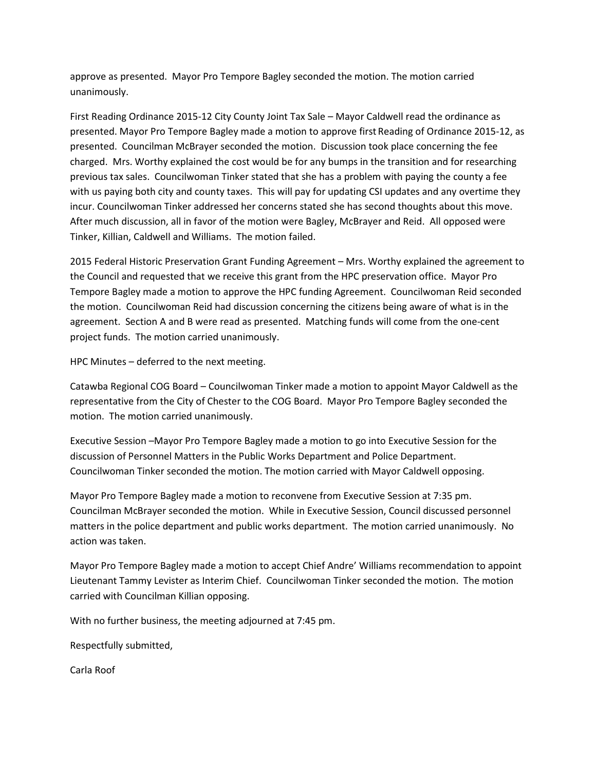approve as presented. Mayor Pro Tempore Bagley seconded the motion. The motion carried unanimously.

First Reading Ordinance 2015-12 City County Joint Tax Sale – Mayor Caldwell read the ordinance as presented. Mayor Pro Tempore Bagley made a motion to approve first Reading of Ordinance 2015-12, as presented. Councilman McBrayer seconded the motion. Discussion took place concerning the fee charged. Mrs. Worthy explained the cost would be for any bumps in the transition and for researching previous tax sales. Councilwoman Tinker stated that she has a problem with paying the county a fee with us paying both city and county taxes. This will pay for updating CSI updates and any overtime they incur. Councilwoman Tinker addressed her concerns stated she has second thoughts about this move. After much discussion, all in favor of the motion were Bagley, McBrayer and Reid. All opposed were Tinker, Killian, Caldwell and Williams. The motion failed.

2015 Federal Historic Preservation Grant Funding Agreement – Mrs. Worthy explained the agreement to the Council and requested that we receive this grant from the HPC preservation office. Mayor Pro Tempore Bagley made a motion to approve the HPC funding Agreement. Councilwoman Reid seconded the motion. Councilwoman Reid had discussion concerning the citizens being aware of what is in the agreement. Section A and B were read as presented. Matching funds will come from the one-cent project funds. The motion carried unanimously.

HPC Minutes – deferred to the next meeting.

Catawba Regional COG Board – Councilwoman Tinker made a motion to appoint Mayor Caldwell as the representative from the City of Chester to the COG Board. Mayor Pro Tempore Bagley seconded the motion. The motion carried unanimously.

Executive Session –Mayor Pro Tempore Bagley made a motion to go into Executive Session for the discussion of Personnel Matters in the Public Works Department and Police Department. Councilwoman Tinker seconded the motion. The motion carried with Mayor Caldwell opposing.

Mayor Pro Tempore Bagley made a motion to reconvene from Executive Session at 7:35 pm. Councilman McBrayer seconded the motion. While in Executive Session, Council discussed personnel matters in the police department and public works department. The motion carried unanimously. No action was taken.

Mayor Pro Tempore Bagley made a motion to accept Chief Andre' Williams recommendation to appoint Lieutenant Tammy Levister as Interim Chief. Councilwoman Tinker seconded the motion. The motion carried with Councilman Killian opposing.

With no further business, the meeting adjourned at 7:45 pm.

Respectfully submitted,

Carla Roof